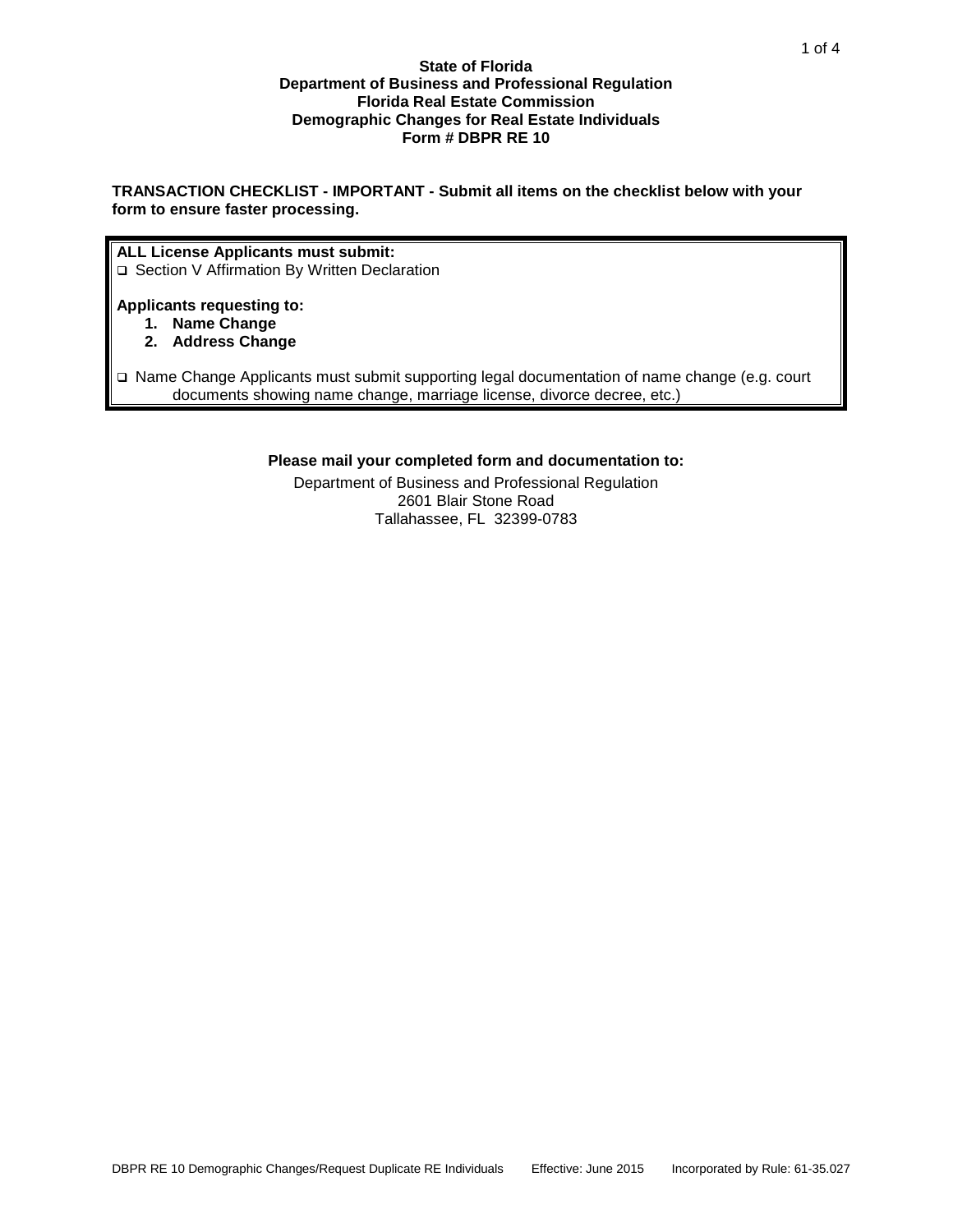**State of Florida**
**Department of Business and Professional Regulation**
**Florida Real Estate Commission**
**Demographic Changes for Real Estate Individuals**
**Form # DBPR RE 10**

**TRANSACTION CHECKLIST - IMPORTANT - Submit all items on the checklist below with your form to ensure faster processing.**

**ALL License Applicants must submit:**

- ❑ Section V Affirmation By Written Declaration

**Applicants requesting to:**

1. **Name Change**
2. **Address Change**

- ❑ Name Change Applicants must submit supporting legal documentation of name change (e.g. court documents showing name change, marriage license, divorce decree, etc.)

**Please mail your completed form and documentation to:**

Department of Business and Professional Regulation
2601 Blair Stone Road
Tallahassee, FL 32399-0783

DBPR RE 10 Demographic Changes/Request Duplicate RE Individuals    Effective: June 2015    Incorporated by Rule: 61-35.027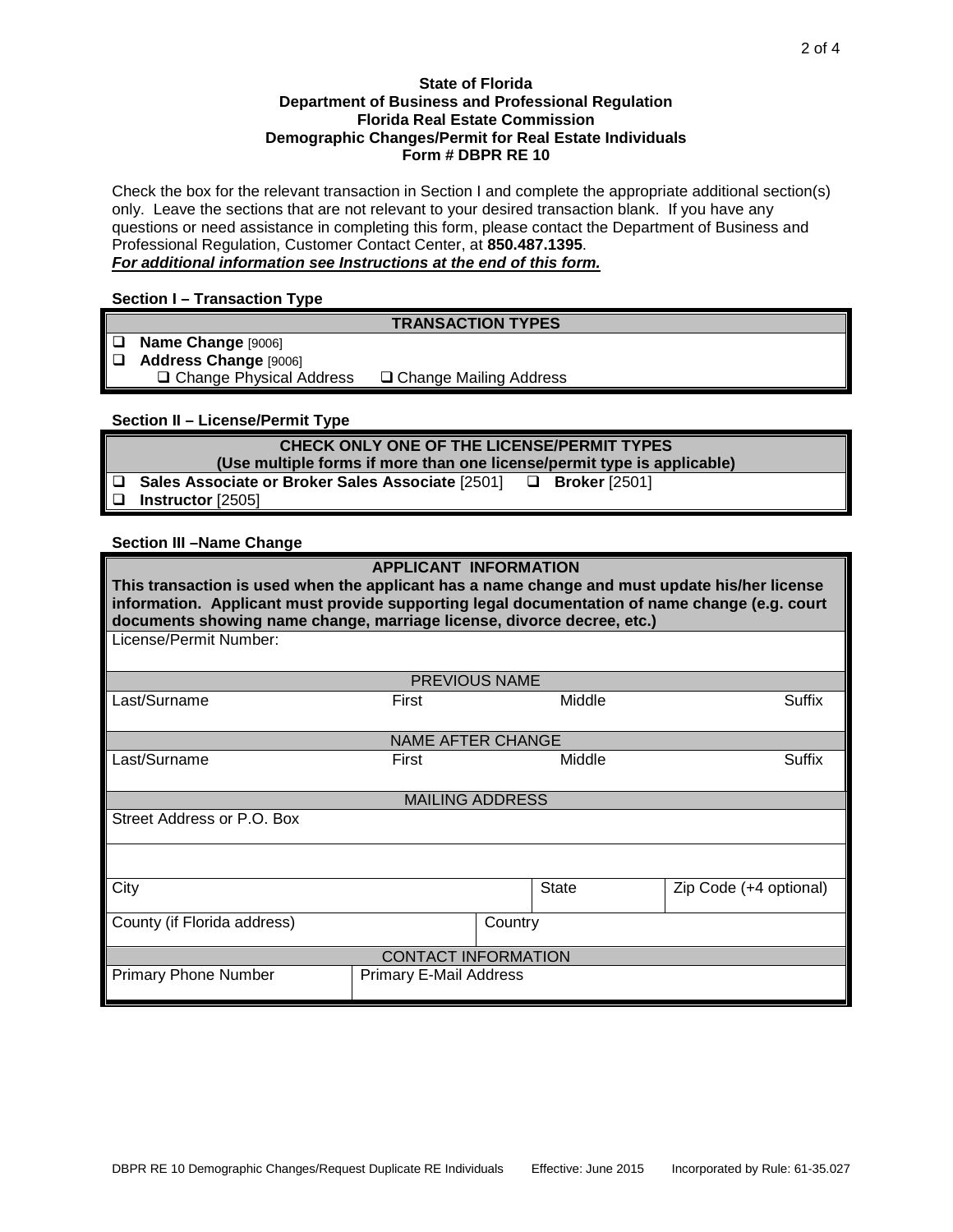**State of Florida**
**Department of Business and Professional Regulation**
**Florida Real Estate Commission**
**Demographic Changes/Permit for Real Estate Individuals**
**Form # DBPR RE 10**

Check the box for the relevant transaction in Section I and complete the appropriate additional section(s) only. Leave the sections that are not relevant to your desired transaction blank. If you have any questions or need assistance in completing this form, please contact the Department of Business and Professional Regulation, Customer Contact Center, at **850.487.1395**.
***For additional information see Instructions at the end of this form.***

**Section I – Transaction Type**

| TRANSACTION TYPES |
|---|
| ❑ **Name Change** [9006] |
| ❑ **Address Change** [9006] |
| ❑ Change Physical Address ❑ Change Mailing Address |

**Section II – License/Permit Type**

| CHECK ONLY ONE OF THE LICENSE/PERMIT TYPES (Use multiple forms if more than one license/permit type is applicable) | |
|---|---|
| ❑ **Sales Associate or Broker Sales Associate** [2501] | ❑ **Broker** [2501] |
| ❑ **Instructor** [2505] | |

**Section III –Name Change**

| APPLICANT INFORMATION | | | |
|---|---|---|---|
| **This transaction is used when the applicant has a name change and must update his/her license information. Applicant must provide supporting legal documentation of name change (e.g. court documents showing name change, marriage license, divorce decree, etc.)** | | | |
| License/Permit Number: | | | |
| PREVIOUS NAME | | | |
| Last/Surname | First | Middle | Suffix |
| NAME AFTER CHANGE | | | |
| Last/Surname | First | Middle | Suffix |
| MAILING ADDRESS | | | |
| Street Address or P.O. Box | | | |
| | | | |
| City | | State | Zip Code (+4 optional) |
| County (if Florida address) | | Country | |
| CONTACT INFORMATION | | | |
| Primary Phone Number | Primary E-Mail Address | | |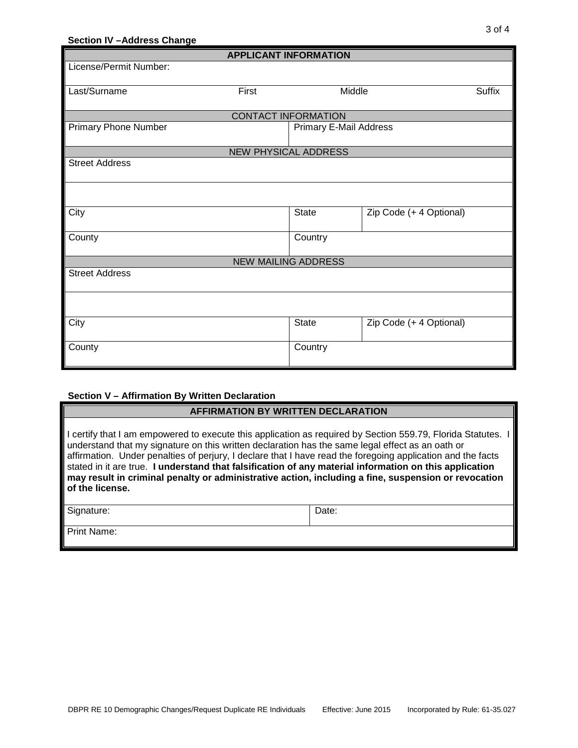### Section IV – Address Change

| APPLICANT INFORMATION | | | |
|---|---|---|---|
| License/Permit Number: | | | |
| Last/Surname | First | Middle | Suffix |
| CONTACT INFORMATION | | | |
| Primary Phone Number | | Primary E-Mail Address | |
| NEW PHYSICAL ADDRESS | | | |
| Street Address | | | |
| | | | |
| City | | State | Zip Code (+ 4 Optional) |
| County | | Country | |
| NEW MAILING ADDRESS | | | |
| Street Address | | | |
| | | | |
| City | | State | Zip Code (+ 4 Optional) |
| County | | Country | |

### Section V – Affirmation By Written Declaration

| AFFIRMATION BY WRITTEN DECLARATION | |
|---|---|
| I certify that I am empowered to execute this application as required by Section 559.79, Florida Statutes. I understand that my signature on this written declaration has the same legal effect as an oath or affirmation. Under penalties of perjury, I declare that I have read the foregoing application and the facts stated in it are true. **I understand that falsification of any material information on this application may result in criminal penalty or administrative action, including a fine, suspension or revocation of the license.** | |
| Signature: | Date: |
| Print Name: | |

DBPR RE 10 Demographic Changes/Request Duplicate RE Individuals Effective: June 2015 Incorporated by Rule: 61-35.027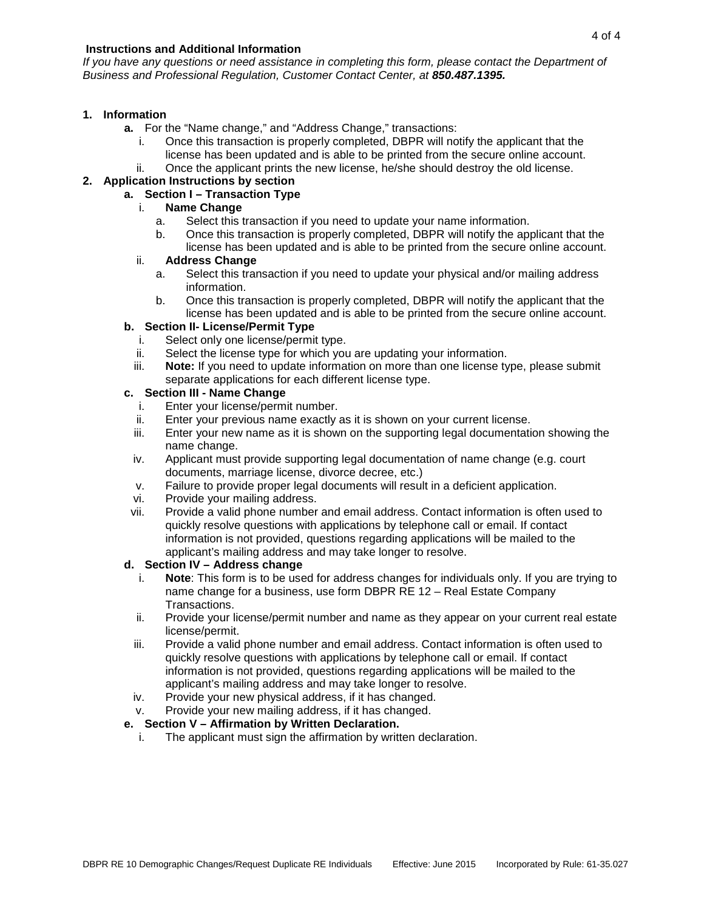**Instructions and Additional Information**

*If you have any questions or need assistance in completing this form, please contact the Department of Business and Professional Regulation, Customer Contact Center, at **850.487.1395.***

1. **Information**
   - **a.** For the "Name change," and "Address Change," transactions:
     - i. Once this transaction is properly completed, DBPR will notify the applicant that the license has been updated and is able to be printed from the secure online account.
     - ii. Once the applicant prints the new license, he/she should destroy the old license.
2. **Application Instructions by section**
   - **a. Section I – Transaction Type**
     - i. **Name Change**
       - a. Select this transaction if you need to update your name information.
       - b. Once this transaction is properly completed, DBPR will notify the applicant that the license has been updated and is able to be printed from the secure online account.
     - ii. **Address Change**
       - a. Select this transaction if you need to update your physical and/or mailing address information.
       - b. Once this transaction is properly completed, DBPR will notify the applicant that the license has been updated and is able to be printed from the secure online account.
   - **b. Section II- License/Permit Type**
     - i. Select only one license/permit type.
     - ii. Select the license type for which you are updating your information.
     - iii. **Note:** If you need to update information on more than one license type, please submit separate applications for each different license type.
   - **c. Section III - Name Change**
     - i. Enter your license/permit number.
     - ii. Enter your previous name exactly as it is shown on your current license.
     - iii. Enter your new name as it is shown on the supporting legal documentation showing the name change.
     - iv. Applicant must provide supporting legal documentation of name change (e.g. court documents, marriage license, divorce decree, etc.)
     - v. Failure to provide proper legal documents will result in a deficient application.
     - vi. Provide your mailing address.
     - vii. Provide a valid phone number and email address. Contact information is often used to quickly resolve questions with applications by telephone call or email. If contact information is not provided, questions regarding applications will be mailed to the applicant's mailing address and may take longer to resolve.
   - **d. Section IV – Address change**
     - i. **Note**: This form is to be used for address changes for individuals only. If you are trying to name change for a business, use form DBPR RE 12 – Real Estate Company Transactions.
     - ii. Provide your license/permit number and name as they appear on your current real estate license/permit.
     - iii. Provide a valid phone number and email address. Contact information is often used to quickly resolve questions with applications by telephone call or email. If contact information is not provided, questions regarding applications will be mailed to the applicant's mailing address and may take longer to resolve.
     - iv. Provide your new physical address, if it has changed.
     - v. Provide your new mailing address, if it has changed.
   - **e. Section V – Affirmation by Written Declaration.**
     - i. The applicant must sign the affirmation by written declaration.